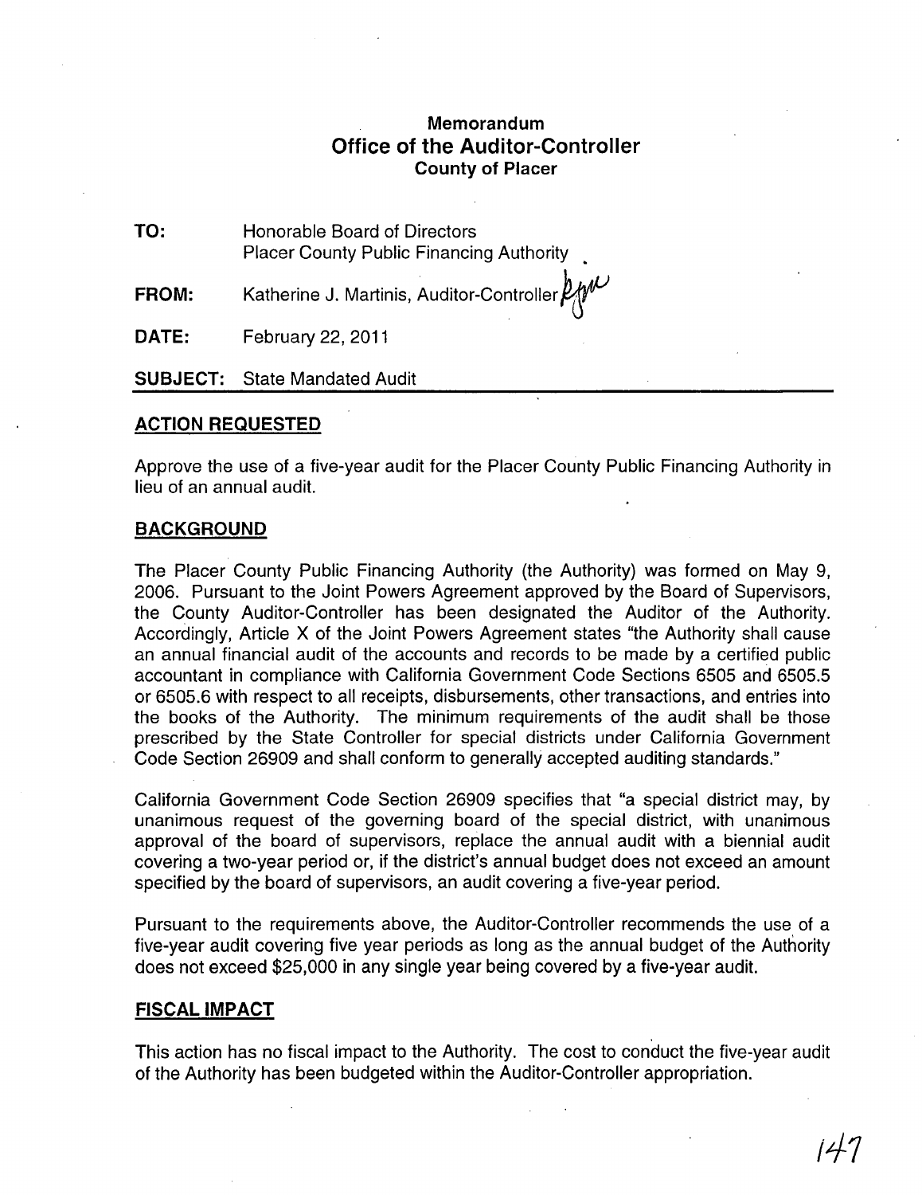# Memorandum
## Office of the Auditor-Controller
### County of Placer

**TO:** Honorable Board of Directors
Placer County Public Financing Authority

**FROM:** Katherine J. Martinis, Auditor-Controller

**DATE:** February 22, 2011

**SUBJECT:** State Mandated Audit

---

## ACTION REQUESTED

Approve the use of a five-year audit for the Placer County Public Financing Authority in lieu of an annual audit.

## BACKGROUND

The Placer County Public Financing Authority (the Authority) was formed on May 9, 2006. Pursuant to the Joint Powers Agreement approved by the Board of Supervisors, the County Auditor-Controller has been designated the Auditor of the Authority. Accordingly, Article X of the Joint Powers Agreement states "the Authority shall cause an annual financial audit of the accounts and records to be made by a certified public accountant in compliance with California Government Code Sections 6505 and 6505.5 or 6505.6 with respect to all receipts, disbursements, other transactions, and entries into the books of the Authority. The minimum requirements of the audit shall be those prescribed by the State Controller for special districts under California Government Code Section 26909 and shall conform to generally accepted auditing standards."

California Government Code Section 26909 specifies that "a special district may, by unanimous request of the governing board of the special district, with unanimous approval of the board of supervisors, replace the annual audit with a biennial audit covering a two-year period or, if the district's annual budget does not exceed an amount specified by the board of supervisors, an audit covering a five-year period.

Pursuant to the requirements above, the Auditor-Controller recommends the use of a five-year audit covering five year periods as long as the annual budget of the Authority does not exceed $25,000 in any single year being covered by a five-year audit.

## FISCAL IMPACT

This action has no fiscal impact to the Authority. The cost to conduct the five-year audit of the Authority has been budgeted within the Auditor-Controller appropriation.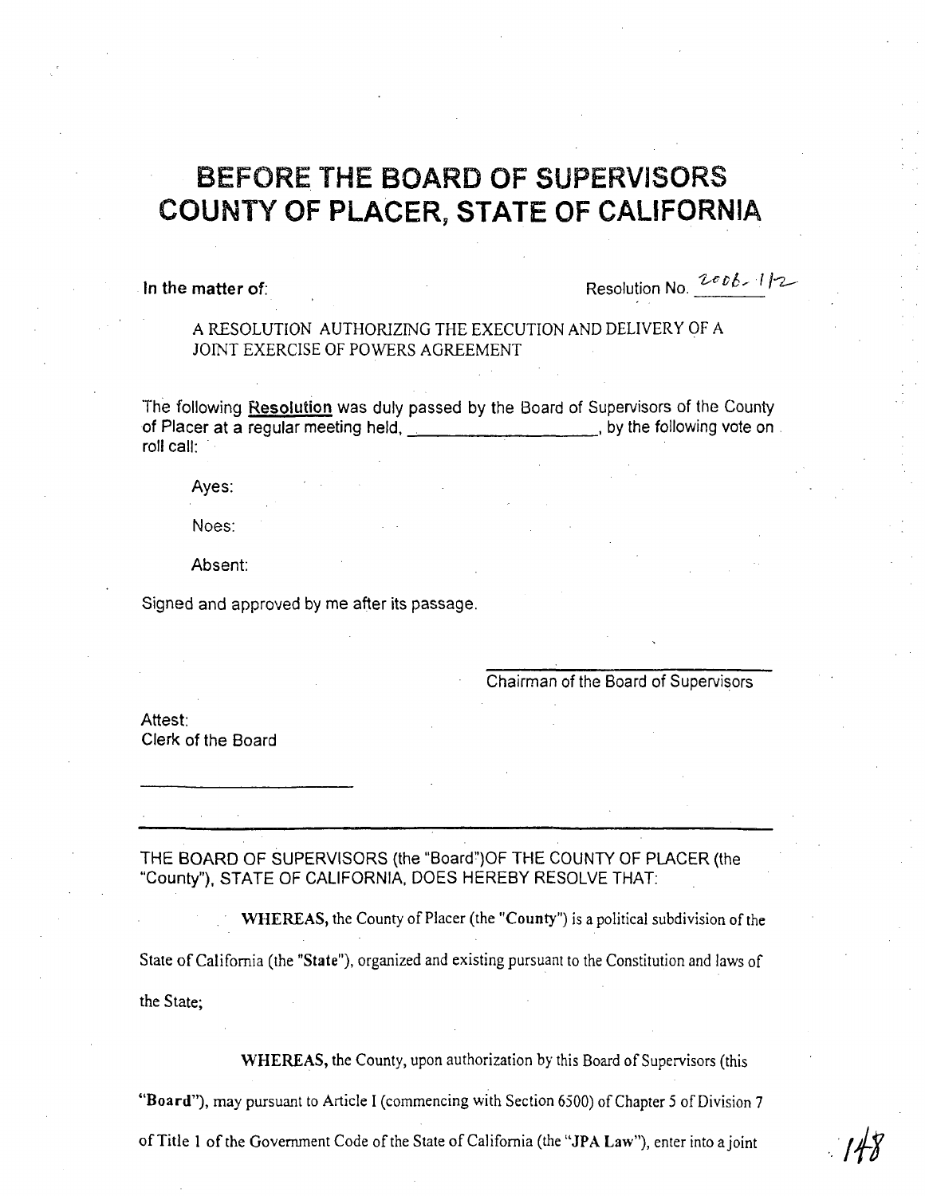# BEFORE THE BOARD OF SUPERVISORS COUNTY OF PLACER, STATE OF CALIFORNIA

**In the matter of:** Resolution No. 2006-112

A RESOLUTION AUTHORIZING THE EXECUTION AND DELIVERY OF A JOINT EXERCISE OF POWERS AGREEMENT

The following **Resolution** was duly passed by the Board of Supervisors of the County of Placer at a regular meeting held, ____________________, by the following vote on roll call:

Ayes:

Noes:

Absent:

Signed and approved by me after its passage.

______________________________
Chairman of the Board of Supervisors

Attest:
Clerk of the Board

______________________

---

THE BOARD OF SUPERVISORS (the "Board")OF THE COUNTY OF PLACER (the "County"), STATE OF CALIFORNIA, DOES HEREBY RESOLVE THAT:

**WHEREAS,** the County of Placer (the "**County**") is a political subdivision of the State of California (the "**State**"), organized and existing pursuant to the Constitution and laws of the State;

**WHEREAS,** the County, upon authorization by this Board of Supervisors (this "**Board**"), may pursuant to Article I (commencing with Section 6500) of Chapter 5 of Division 7 of Title 1 of the Government Code of the State of California (the "**JPA Law**"), enter into a joint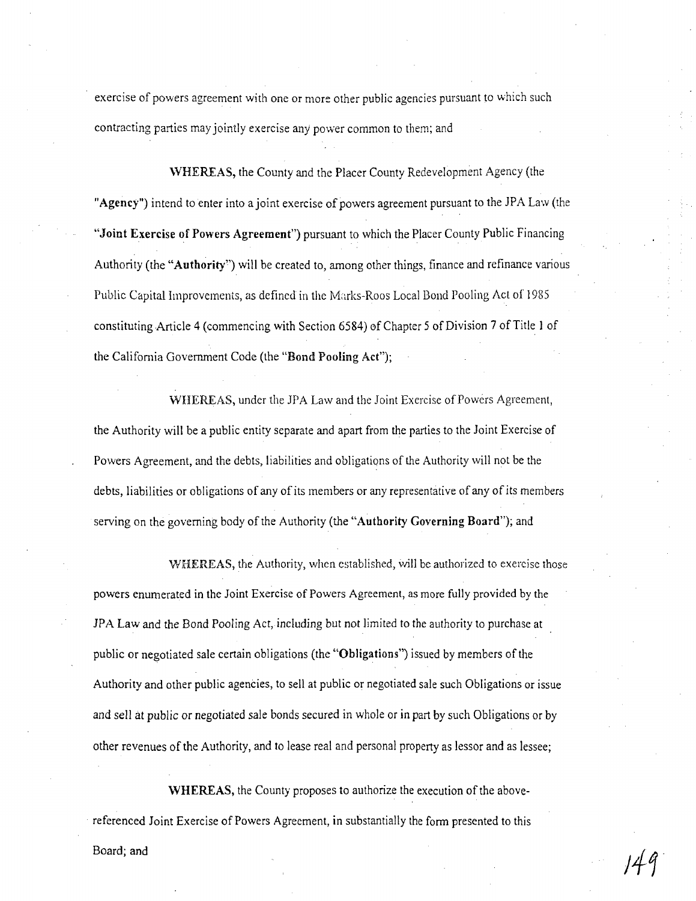exercise of powers agreement with one or more other public agencies pursuant to which such contracting parties may jointly exercise any power common to them; and

**WHEREAS,** the County and the Placer County Redevelopment Agency (the "**Agency**") intend to enter into a joint exercise of powers agreement pursuant to the JPA Law (the "**Joint Exercise of Powers Agreement**") pursuant to which the Placer County Public Financing Authority (the "**Authority**") will be created to, among other things, finance and refinance various Public Capital Improvements, as defined in the Marks-Roos Local Bond Pooling Act of 1985 constituting Article 4 (commencing with Section 6584) of Chapter 5 of Division 7 of Title 1 of the California Government Code (the "**Bond Pooling Act**");

WHEREAS, under the JPA Law and the Joint Exercise of Powers Agreement, the Authority will be a public entity separate and apart from the parties to the Joint Exercise of Powers Agreement, and the debts, liabilities and obligations of the Authority will not be the debts, liabilities or obligations of any of its members or any representative of any of its members serving on the governing body of the Authority (the "**Authority Governing Board**"); and

WHEREAS, the Authority, when established, will be authorized to exercise those powers enumerated in the Joint Exercise of Powers Agreement, as more fully provided by the JPA Law and the Bond Pooling Act, including but not limited to the authority to purchase at public or negotiated sale certain obligations (the "**Obligations**") issued by members of the Authority and other public agencies, to sell at public or negotiated sale such Obligations or issue and sell at public or negotiated sale bonds secured in whole or in part by such Obligations or by other revenues of the Authority, and to lease real and personal property as lessor and as lessee;

**WHEREAS,** the County proposes to authorize the execution of the above-referenced Joint Exercise of Powers Agreement, in substantially the form presented to this Board; and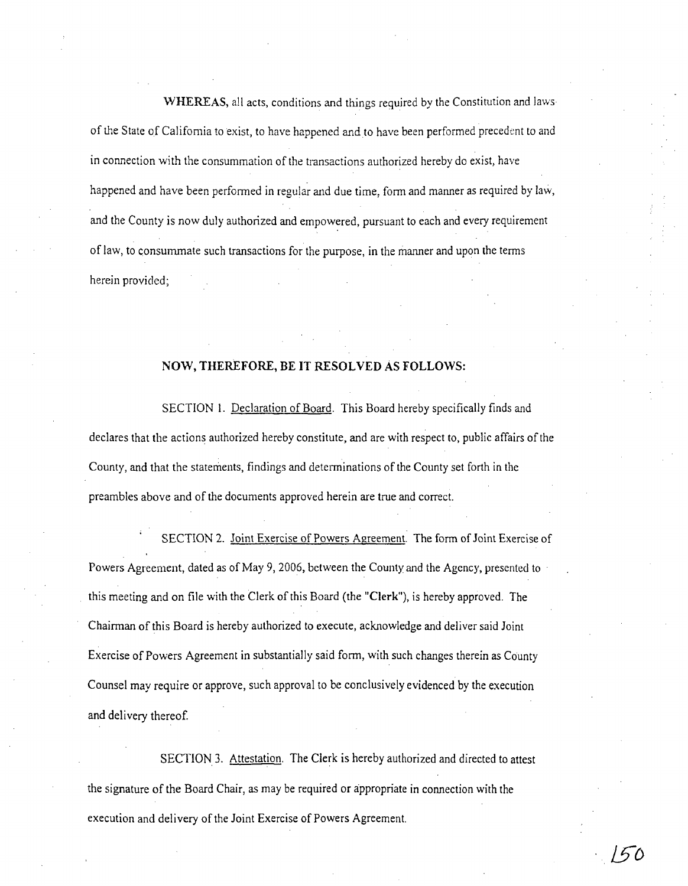**WHEREAS**, all acts, conditions and things required by the Constitution and laws of the State of California to exist, to have happened and to have been performed precedent to and in connection with the consummation of the transactions authorized hereby do exist, have happened and have been performed in regular and due time, form and manner as required by law, and the County is now duly authorized and empowered, pursuant to each and every requirement of law, to consummate such transactions for the purpose, in the manner and upon the terms herein provided;

**NOW, THEREFORE, BE IT RESOLVED AS FOLLOWS:**

SECTION 1. Declaration of Board. This Board hereby specifically finds and declares that the actions authorized hereby constitute, and are with respect to, public affairs of the County, and that the statements, findings and determinations of the County set forth in the preambles above and of the documents approved herein are true and correct.

SECTION 2. Joint Exercise of Powers Agreement. The form of Joint Exercise of Powers Agreement, dated as of May 9, 2006, between the County and the Agency, presented to this meeting and on file with the Clerk of this Board (the "**Clerk**"), is hereby approved. The Chairman of this Board is hereby authorized to execute, acknowledge and deliver said Joint Exercise of Powers Agreement in substantially said form, with such changes therein as County Counsel may require or approve, such approval to be conclusively evidenced by the execution and delivery thereof.

SECTION 3. Attestation. The Clerk is hereby authorized and directed to attest the signature of the Board Chair, as may be required or appropriate in connection with the execution and delivery of the Joint Exercise of Powers Agreement.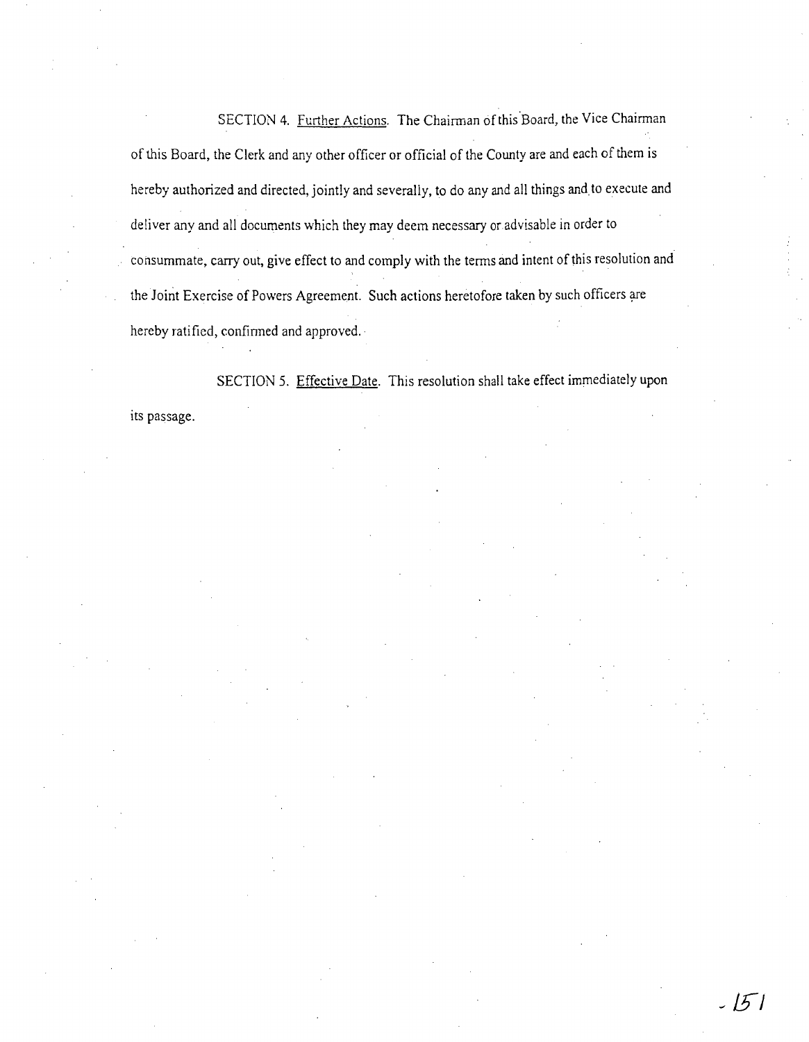SECTION 4. Further Actions. The Chairman of this Board, the Vice Chairman of this Board, the Clerk and any other officer or official of the County are and each of them is hereby authorized and directed, jointly and severally, to do any and all things and to execute and deliver any and all documents which they may deem necessary or advisable in order to consummate, carry out, give effect to and comply with the terms and intent of this resolution and the Joint Exercise of Powers Agreement. Such actions heretofore taken by such officers are hereby ratified, confirmed and approved.

SECTION 5. Effective Date. This resolution shall take effect immediately upon its passage.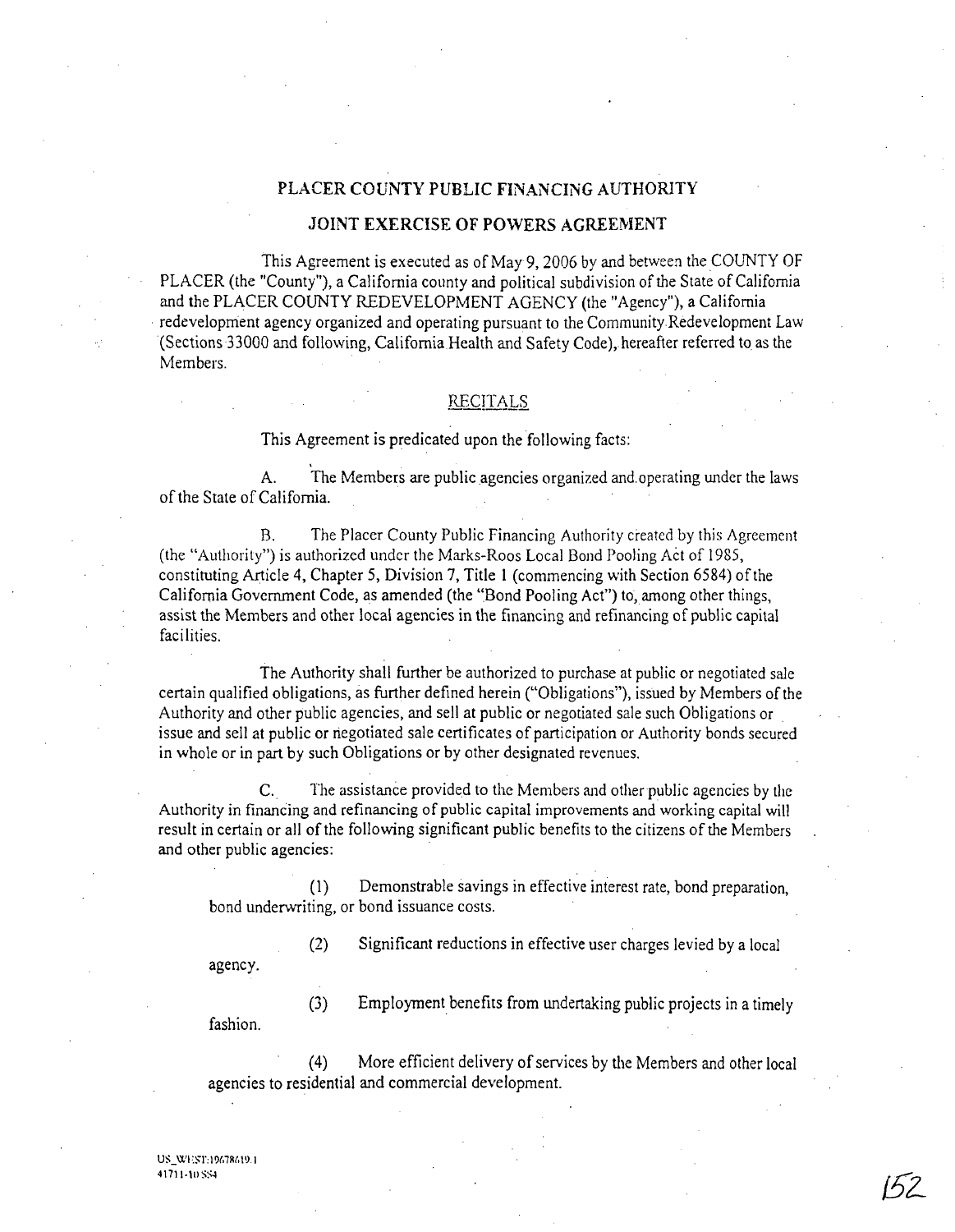# PLACER COUNTY PUBLIC FINANCING AUTHORITY

## JOINT EXERCISE OF POWERS AGREEMENT

This Agreement is executed as of May 9, 2006 by and between the COUNTY OF PLACER (the "County"), a California county and political subdivision of the State of California and the PLACER COUNTY REDEVELOPMENT AGENCY (the "Agency"), a California redevelopment agency organized and operating pursuant to the Community Redevelopment Law (Sections 33000 and following, California Health and Safety Code), hereafter referred to as the Members.

### RECITALS

This Agreement is predicated upon the following facts:

A. The Members are public agencies organized and operating under the laws of the State of California.

B. The Placer County Public Financing Authority created by this Agreement (the "Authority") is authorized under the Marks-Roos Local Bond Pooling Act of 1985, constituting Article 4, Chapter 5, Division 7, Title 1 (commencing with Section 6584) of the California Government Code, as amended (the "Bond Pooling Act") to, among other things, assist the Members and other local agencies in the financing and refinancing of public capital facilities.

The Authority shall further be authorized to purchase at public or negotiated sale certain qualified obligations, as further defined herein ("Obligations"), issued by Members of the Authority and other public agencies, and sell at public or negotiated sale such Obligations or issue and sell at public or negotiated sale certificates of participation or Authority bonds secured in whole or in part by such Obligations or by other designated revenues.

C. The assistance provided to the Members and other public agencies by the Authority in financing and refinancing of public capital improvements and working capital will result in certain or all of the following significant public benefits to the citizens of the Members and other public agencies:

(1) Demonstrable savings in effective interest rate, bond preparation, bond underwriting, or bond issuance costs.

(2) Significant reductions in effective user charges levied by a local agency.

(3) Employment benefits from undertaking public projects in a timely fashion.

(4) More efficient delivery of services by the Members and other local agencies to residential and commercial development.

US_WEST:19678619.1
41711-10 SS4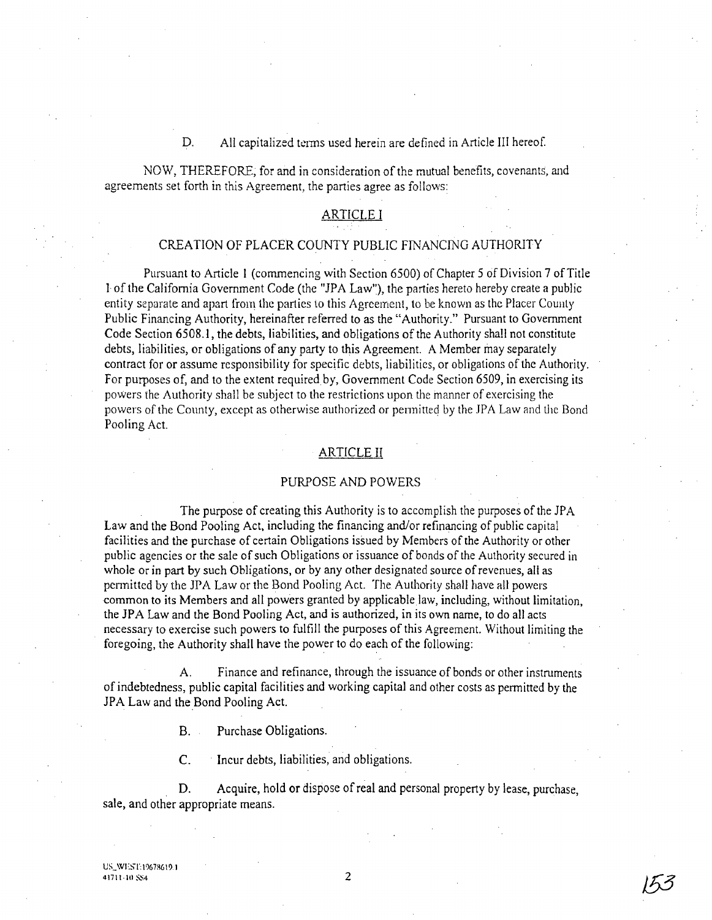D. All capitalized terms used herein are defined in Article III hereof.

NOW, THEREFORE, for and in consideration of the mutual benefits, covenants, and agreements set forth in this Agreement, the parties agree as follows:

## ARTICLE I

## CREATION OF PLACER COUNTY PUBLIC FINANCING AUTHORITY

Pursuant to Article 1 (commencing with Section 6500) of Chapter 5 of Division 7 of Title 1 of the California Government Code (the "JPA Law"), the parties hereto hereby create a public entity separate and apart from the parties to this Agreement, to be known as the Placer County Public Financing Authority, hereinafter referred to as the "Authority." Pursuant to Government Code Section 6508.1, the debts, liabilities, and obligations of the Authority shall not constitute debts, liabilities, or obligations of any party to this Agreement. A Member may separately contract for or assume responsibility for specific debts, liabilities, or obligations of the Authority. For purposes of, and to the extent required by, Government Code Section 6509, in exercising its powers the Authority shall be subject to the restrictions upon the manner of exercising the powers of the County, except as otherwise authorized or permitted by the JPA Law and the Bond Pooling Act.

## ARTICLE II

## PURPOSE AND POWERS

The purpose of creating this Authority is to accomplish the purposes of the JPA Law and the Bond Pooling Act, including the financing and/or refinancing of public capital facilities and the purchase of certain Obligations issued by Members of the Authority or other public agencies or the sale of such Obligations or issuance of bonds of the Authority secured in whole or in part by such Obligations, or by any other designated source of revenues, all as permitted by the JPA Law or the Bond Pooling Act. The Authority shall have all powers common to its Members and all powers granted by applicable law, including, without limitation, the JPA Law and the Bond Pooling Act, and is authorized, in its own name, to do all acts necessary to exercise such powers to fulfill the purposes of this Agreement. Without limiting the foregoing, the Authority shall have the power to do each of the following:

A. Finance and refinance, through the issuance of bonds or other instruments of indebtedness, public capital facilities and working capital and other costs as permitted by the JPA Law and the Bond Pooling Act.

B. Purchase Obligations.

C. Incur debts, liabilities, and obligations.

D. Acquire, hold or dispose of real and personal property by lease, purchase, sale, and other appropriate means.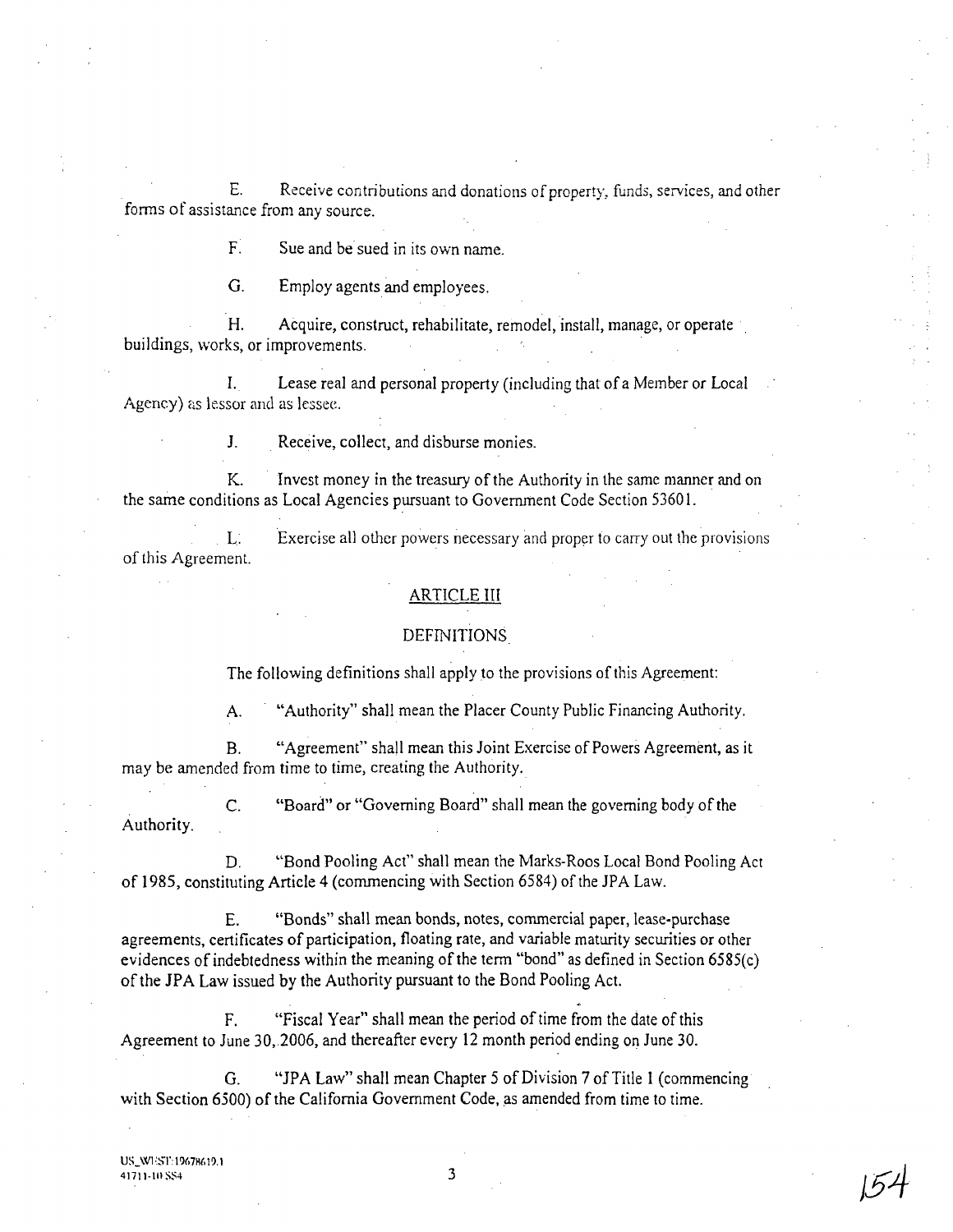E. Receive contributions and donations of property, funds, services, and other forms of assistance from any source.

F. Sue and be sued in its own name.

G. Employ agents and employees.

H. Acquire, construct, rehabilitate, remodel, install, manage, or operate buildings, works, or improvements.

I. Lease real and personal property (including that of a Member or Local Agency) as lessor and as lessee.

J. Receive, collect, and disburse monies.

K. Invest money in the treasury of the Authority in the same manner and on the same conditions as Local Agencies pursuant to Government Code Section 53601.

L. Exercise all other powers necessary and proper to carry out the provisions of this Agreement.

## ARTICLE III

## DEFINITIONS

The following definitions shall apply to the provisions of this Agreement:

A. "Authority" shall mean the Placer County Public Financing Authority.

B. "Agreement" shall mean this Joint Exercise of Powers Agreement, as it may be amended from time to time, creating the Authority.

C. "Board" or "Governing Board" shall mean the governing body of the Authority.

D. "Bond Pooling Act" shall mean the Marks-Roos Local Bond Pooling Act of 1985, constituting Article 4 (commencing with Section 6584) of the JPA Law.

E. "Bonds" shall mean bonds, notes, commercial paper, lease-purchase agreements, certificates of participation, floating rate, and variable maturity securities or other evidences of indebtedness within the meaning of the term "bond" as defined in Section 6585(c) of the JPA Law issued by the Authority pursuant to the Bond Pooling Act.

F. "Fiscal Year" shall mean the period of time from the date of this Agreement to June 30, 2006, and thereafter every 12 month period ending on June 30.

G. "JPA Law" shall mean Chapter 5 of Division 7 of Title 1 (commencing with Section 6500) of the California Government Code, as amended from time to time.

US_WEST:19678619.1
41711-10 SS4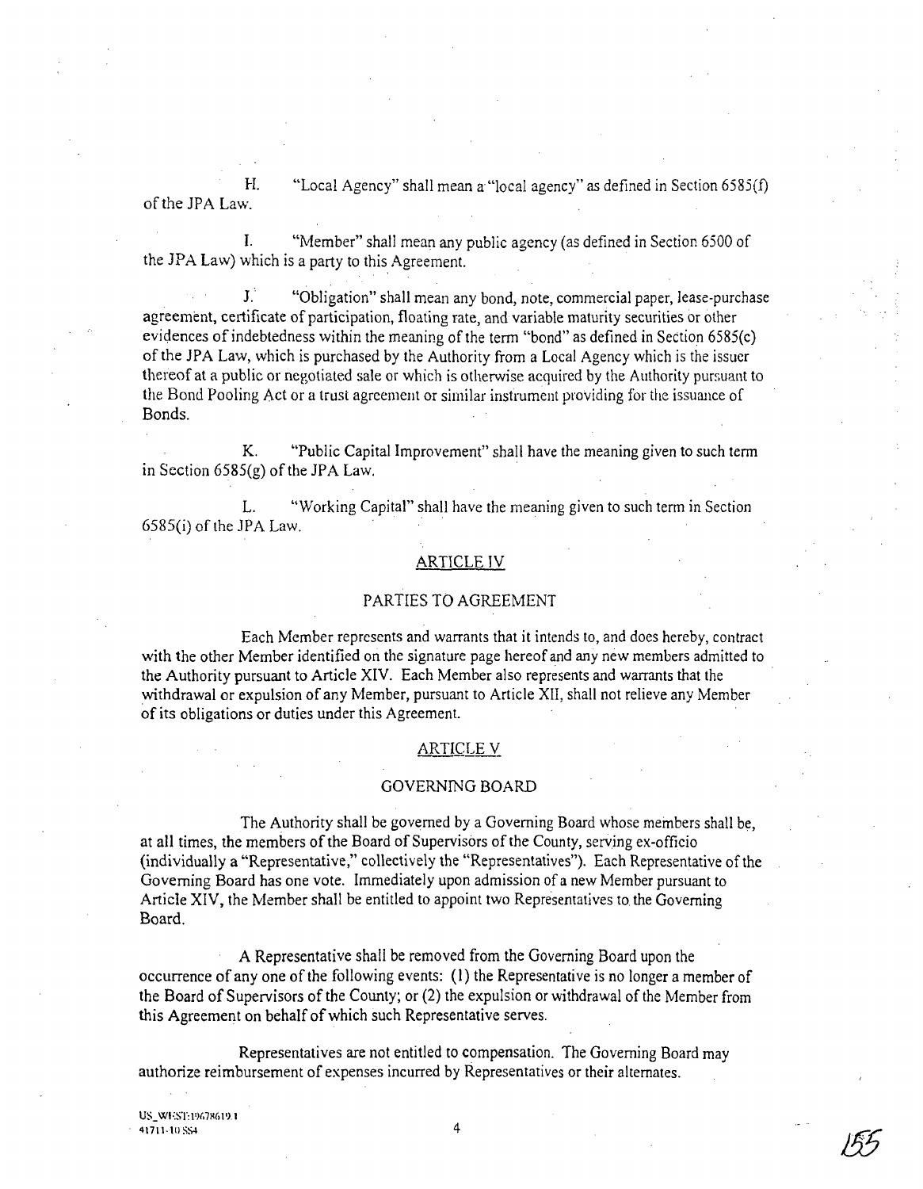H. "Local Agency" shall mean a "local agency" as defined in Section 6585(f) of the JPA Law.

I. "Member" shall mean any public agency (as defined in Section 6500 of the JPA Law) which is a party to this Agreement.

J. "Obligation" shall mean any bond, note, commercial paper, lease-purchase agreement, certificate of participation, floating rate, and variable maturity securities or other evidences of indebtedness within the meaning of the term "bond" as defined in Section 6585(c) of the JPA Law, which is purchased by the Authority from a Local Agency which is the issuer thereof at a public or negotiated sale or which is otherwise acquired by the Authority pursuant to the Bond Pooling Act or a trust agreement or similar instrument providing for the issuance of Bonds.

K. "Public Capital Improvement" shall have the meaning given to such term in Section 6585(g) of the JPA Law.

L. "Working Capital" shall have the meaning given to such term in Section 6585(i) of the JPA Law.

## ARTICLE IV

## PARTIES TO AGREEMENT

Each Member represents and warrants that it intends to, and does hereby, contract with the other Member identified on the signature page hereof and any new members admitted to the Authority pursuant to Article XIV. Each Member also represents and warrants that the withdrawal or expulsion of any Member, pursuant to Article XII, shall not relieve any Member of its obligations or duties under this Agreement.

## ARTICLE V

## GOVERNING BOARD

The Authority shall be governed by a Governing Board whose members shall be, at all times, the members of the Board of Supervisors of the County, serving ex-officio (individually a "Representative," collectively the "Representatives"). Each Representative of the Governing Board has one vote. Immediately upon admission of a new Member pursuant to Article XIV, the Member shall be entitled to appoint two Representatives to the Governing Board.

A Representative shall be removed from the Governing Board upon the occurrence of any one of the following events: (1) the Representative is no longer a member of the Board of Supervisors of the County; or (2) the expulsion or withdrawal of the Member from this Agreement on behalf of which such Representative serves.

Representatives are not entitled to compensation. The Governing Board may authorize reimbursement of expenses incurred by Representatives or their alternates.

US_WEST:19678619.1
41711-10 SS4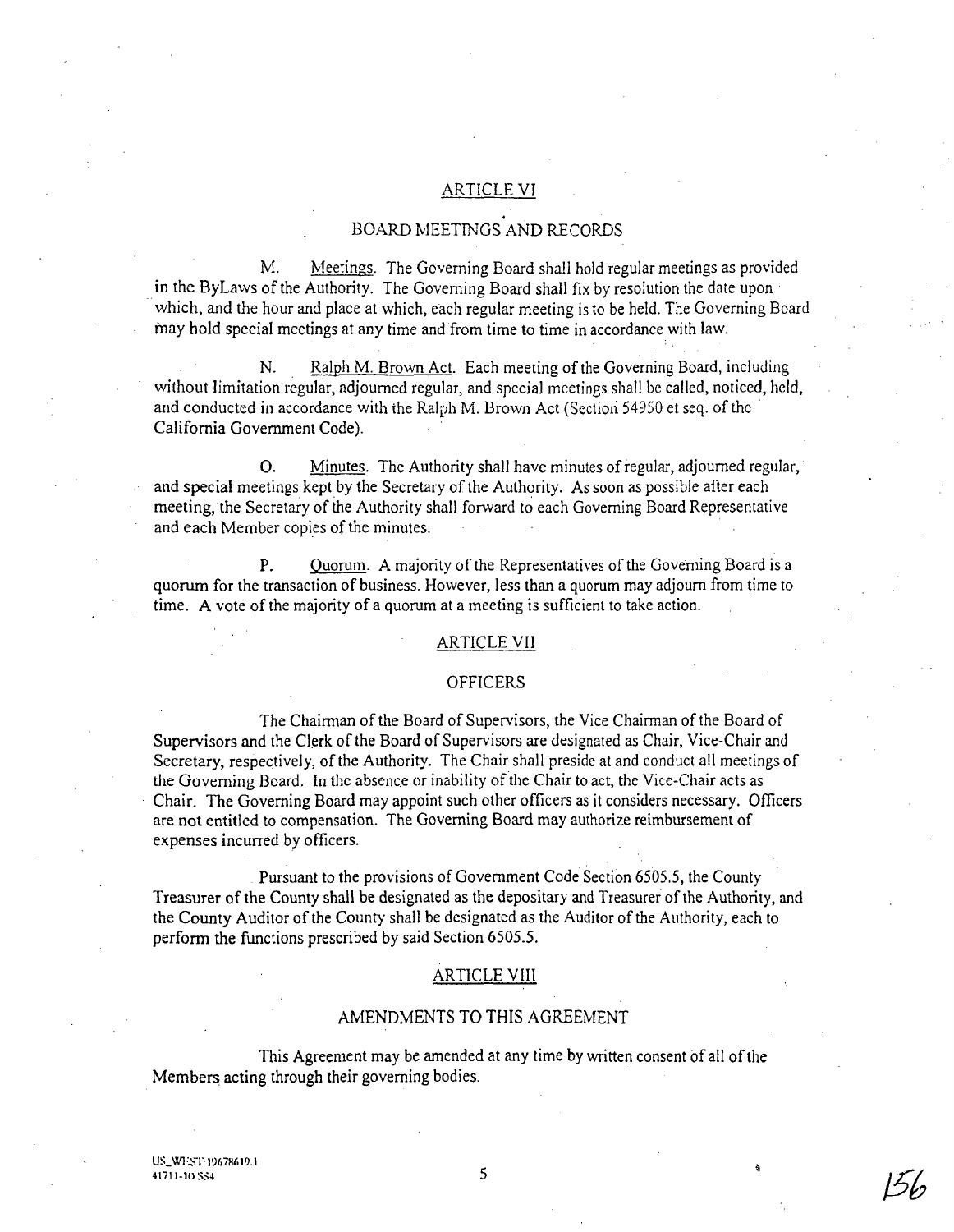## ARTICLE VI

## BOARD MEETINGS AND RECORDS

M. Meetings. The Governing Board shall hold regular meetings as provided in the ByLaws of the Authority. The Governing Board shall fix by resolution the date upon which, and the hour and place at which, each regular meeting is to be held. The Governing Board may hold special meetings at any time and from time to time in accordance with law.

N. Ralph M. Brown Act. Each meeting of the Governing Board, including without limitation regular, adjourned regular, and special meetings shall be called, noticed, held, and conducted in accordance with the Ralph M. Brown Act (Section 54950 et seq. of the California Government Code).

O. Minutes. The Authority shall have minutes of regular, adjourned regular, and special meetings kept by the Secretary of the Authority. As soon as possible after each meeting, the Secretary of the Authority shall forward to each Governing Board Representative and each Member copies of the minutes.

P. Quorum. A majority of the Representatives of the Governing Board is a quorum for the transaction of business. However, less than a quorum may adjourn from time to time. A vote of the majority of a quorum at a meeting is sufficient to take action.

## ARTICLE VII

## OFFICERS

The Chairman of the Board of Supervisors, the Vice Chairman of the Board of Supervisors and the Clerk of the Board of Supervisors are designated as Chair, Vice-Chair and Secretary, respectively, of the Authority. The Chair shall preside at and conduct all meetings of the Governing Board. In the absence or inability of the Chair to act, the Vice-Chair acts as Chair. The Governing Board may appoint such other officers as it considers necessary. Officers are not entitled to compensation. The Governing Board may authorize reimbursement of expenses incurred by officers.

Pursuant to the provisions of Government Code Section 6505.5, the County Treasurer of the County shall be designated as the depositary and Treasurer of the Authority, and the County Auditor of the County shall be designated as the Auditor of the Authority, each to perform the functions prescribed by said Section 6505.5.

## ARTICLE VIII

## AMENDMENTS TO THIS AGREEMENT

This Agreement may be amended at any time by written consent of all of the Members acting through their governing bodies.

US_WEST:19678619.1
41711-10 SS4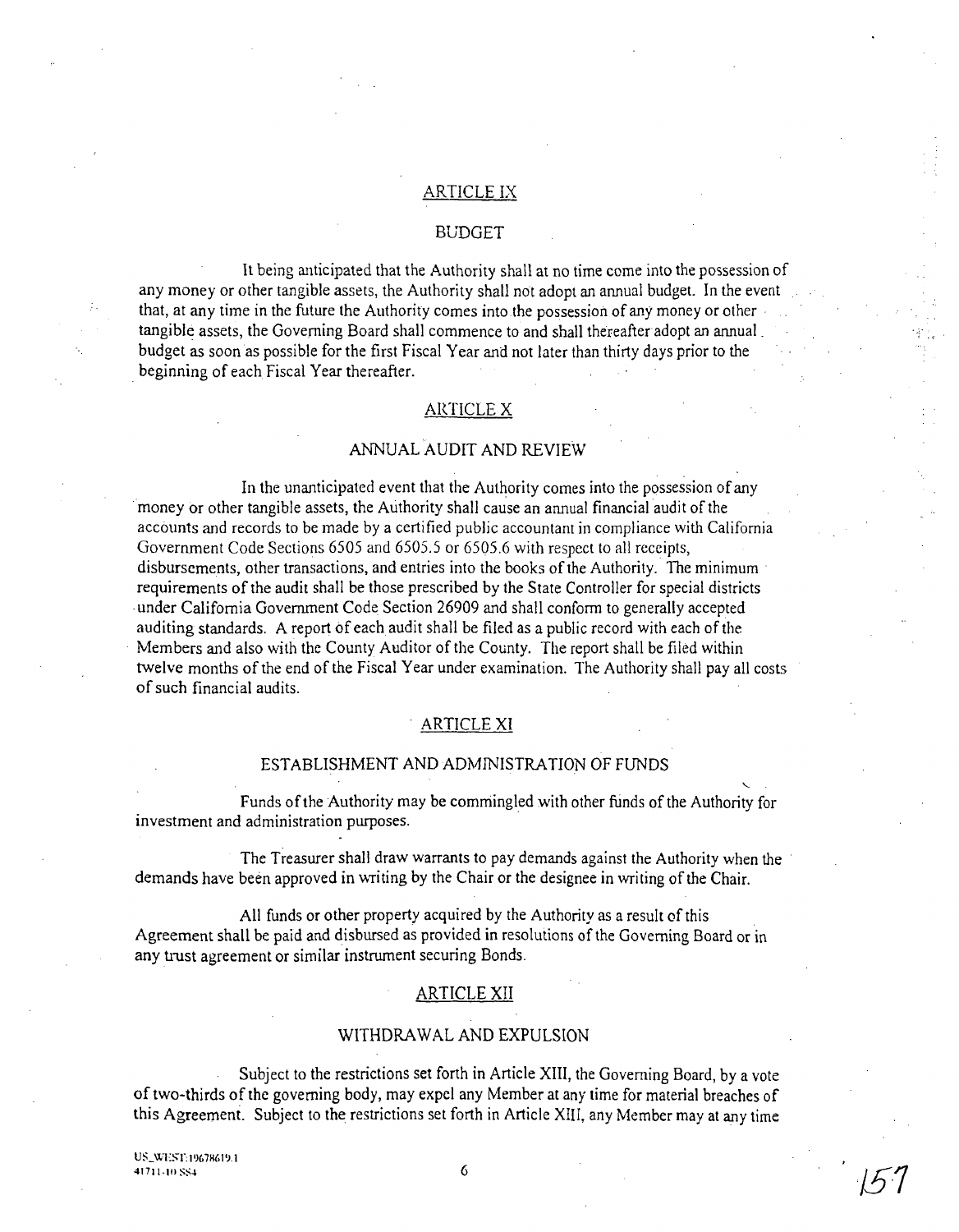## ARTICLE IX

## BUDGET

It being anticipated that the Authority shall at no time come into the possession of any money or other tangible assets, the Authority shall not adopt an annual budget. In the event that, at any time in the future the Authority comes into the possession of any money or other tangible assets, the Governing Board shall commence to and shall thereafter adopt an annual budget as soon as possible for the first Fiscal Year and not later than thirty days prior to the beginning of each Fiscal Year thereafter.

## ARTICLE X

## ANNUAL AUDIT AND REVIEW

In the unanticipated event that the Authority comes into the possession of any money or other tangible assets, the Authority shall cause an annual financial audit of the accounts and records to be made by a certified public accountant in compliance with California Government Code Sections 6505 and 6505.5 or 6505.6 with respect to all receipts, disbursements, other transactions, and entries into the books of the Authority. The minimum requirements of the audit shall be those prescribed by the State Controller for special districts under California Government Code Section 26909 and shall conform to generally accepted auditing standards. A report of each audit shall be filed as a public record with each of the Members and also with the County Auditor of the County. The report shall be filed within twelve months of the end of the Fiscal Year under examination. The Authority shall pay all costs of such financial audits.

## ARTICLE XI

## ESTABLISHMENT AND ADMINISTRATION OF FUNDS

Funds of the Authority may be commingled with other funds of the Authority for investment and administration purposes.

The Treasurer shall draw warrants to pay demands against the Authority when the demands have been approved in writing by the Chair or the designee in writing of the Chair.

All funds or other property acquired by the Authority as a result of this Agreement shall be paid and disbursed as provided in resolutions of the Governing Board or in any trust agreement or similar instrument securing Bonds.

## ARTICLE XII

## WITHDRAWAL AND EXPULSION

Subject to the restrictions set forth in Article XIII, the Governing Board, by a vote of two-thirds of the governing body, may expel any Member at any time for material breaches of this Agreement. Subject to the restrictions set forth in Article XIII, any Member may at any time

US_WEST:19678619.1
41711-10 SS4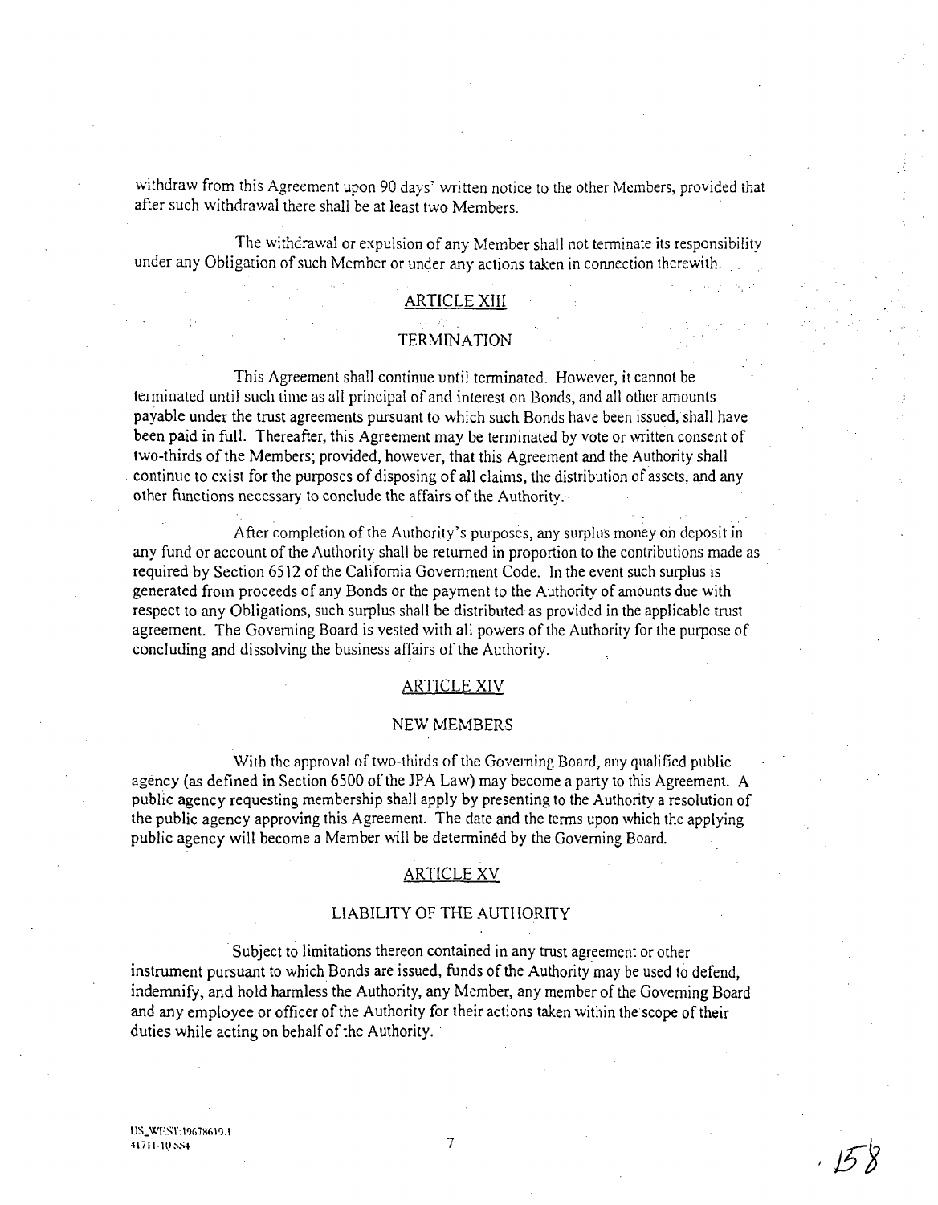withdraw from this Agreement upon 90 days' written notice to the other Members, provided that after such withdrawal there shall be at least two Members.

The withdrawal or expulsion of any Member shall not terminate its responsibility under any Obligation of such Member or under any actions taken in connection therewith.

## ARTICLE XIII

## TERMINATION

This Agreement shall continue until terminated. However, it cannot be terminated until such time as all principal of and interest on Bonds, and all other amounts payable under the trust agreements pursuant to which such Bonds have been issued, shall have been paid in full. Thereafter, this Agreement may be terminated by vote or written consent of two-thirds of the Members; provided, however, that this Agreement and the Authority shall continue to exist for the purposes of disposing of all claims, the distribution of assets, and any other functions necessary to conclude the affairs of the Authority.

After completion of the Authority's purposes, any surplus money on deposit in any fund or account of the Authority shall be returned in proportion to the contributions made as required by Section 6512 of the California Government Code. In the event such surplus is generated from proceeds of any Bonds or the payment to the Authority of amounts due with respect to any Obligations, such surplus shall be distributed as provided in the applicable trust agreement. The Governing Board is vested with all powers of the Authority for the purpose of concluding and dissolving the business affairs of the Authority.

## ARTICLE XIV

## NEW MEMBERS

With the approval of two-thirds of the Governing Board, any qualified public agency (as defined in Section 6500 of the JPA Law) may become a party to this Agreement. A public agency requesting membership shall apply by presenting to the Authority a resolution of the public agency approving this Agreement. The date and the terms upon which the applying public agency will become a Member will be determined by the Governing Board.

## ARTICLE XV

## LIABILITY OF THE AUTHORITY

Subject to limitations thereon contained in any trust agreement or other instrument pursuant to which Bonds are issued, funds of the Authority may be used to defend, indemnify, and hold harmless the Authority, any Member, any member of the Governing Board and any employee or officer of the Authority for their actions taken within the scope of their duties while acting on behalf of the Authority.

US_WEST:19678619.1
41711-10 SS4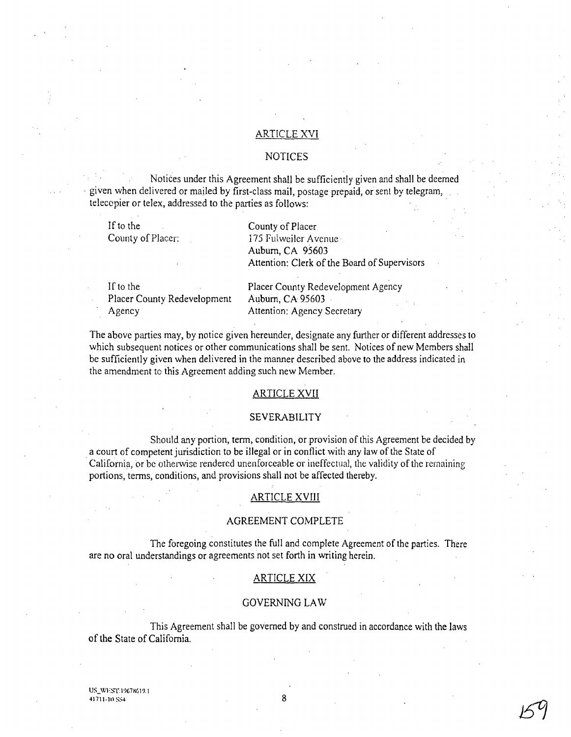## ARTICLE XVI

## NOTICES

Notices under this Agreement shall be sufficiently given and shall be deemed given when delivered or mailed by first-class mail, postage prepaid, or sent by telegram, telecopier or telex, addressed to the parties as follows:

| | |
|---|---|
| If to the County of Placer: | County of Placer<br>175 Fulweiler Avenue<br>Auburn, CA 95603<br>Attention: Clerk of the Board of Supervisors |
| If to the Placer County Redevelopment Agency | Placer County Redevelopment Agency<br>Auburn, CA 95603<br>Attention: Agency Secretary |

The above parties may, by notice given hereunder, designate any further or different addresses to which subsequent notices or other communications shall be sent. Notices of new Members shall be sufficiently given when delivered in the manner described above to the address indicated in the amendment to this Agreement adding such new Member.

## ARTICLE XVII

## SEVERABILITY

Should any portion, term, condition, or provision of this Agreement be decided by a court of competent jurisdiction to be illegal or in conflict with any law of the State of California, or be otherwise rendered unenforceable or ineffectual, the validity of the remaining portions, terms, conditions, and provisions shall not be affected thereby.

## ARTICLE XVIII

## AGREEMENT COMPLETE

The foregoing constitutes the full and complete Agreement of the parties. There are no oral understandings or agreements not set forth in writing herein.

## ARTICLE XIX

## GOVERNING LAW

This Agreement shall be governed by and construed in accordance with the laws of the State of California.

US_WEST:10678619.1
41711-10 SS4

159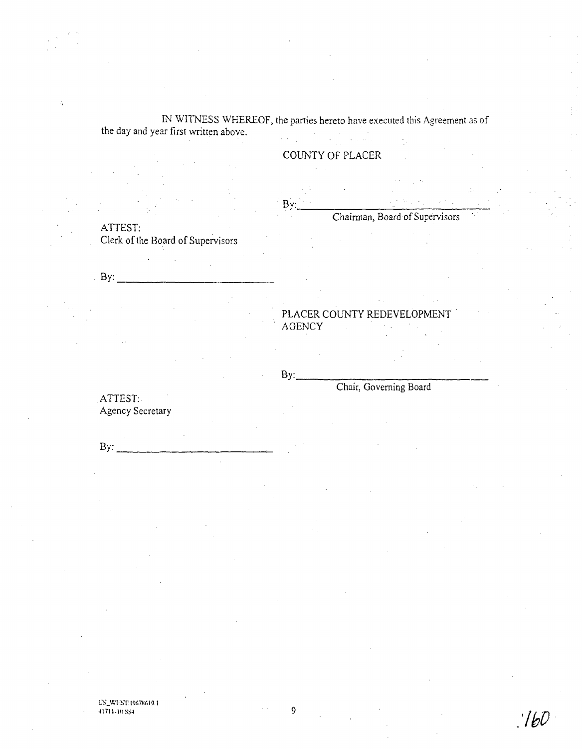IN WITNESS WHEREOF, the parties hereto have executed this Agreement as of the day and year first written above.

COUNTY OF PLACER

By: ______________________________
Chairman, Board of Supervisors

ATTEST:
Clerk of the Board of Supervisors

By: ______________________________

PLACER COUNTY REDEVELOPMENT AGENCY

By: ______________________________
Chair, Governing Board

ATTEST:
Agency Secretary

By: ______________________________

US_WEST:19678619.1
41711-10 SS4

160